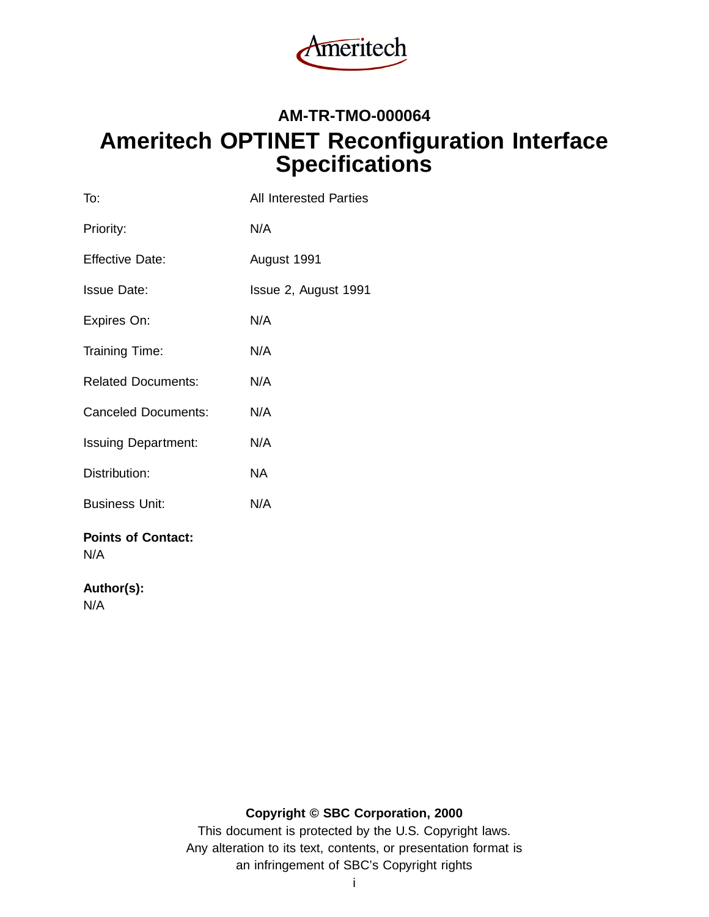Ameritech

**AM-TR-TMO-000064**

# Ameritech OPTINET Reconfiguration Interface Specifications

| | |
|---|---|
| To: | All Interested Parties |
| Priority: | N/A |
| Effective Date: | August 1991 |
| Issue Date: | Issue 2, August 1991 |
| Expires On: | N/A |
| Training Time: | N/A |
| Related Documents: | N/A |
| Canceled Documents: | N/A |
| Issuing Department: | N/A |
| Distribution: | NA |
| Business Unit: | N/A |

**Points of Contact:**
N/A

**Author(s):**
N/A

**Copyright © SBC Corporation, 2000**

This document is protected by the U.S. Copyright laws.
Any alteration to its text, contents, or presentation format is
an infringement of SBC's Copyright rights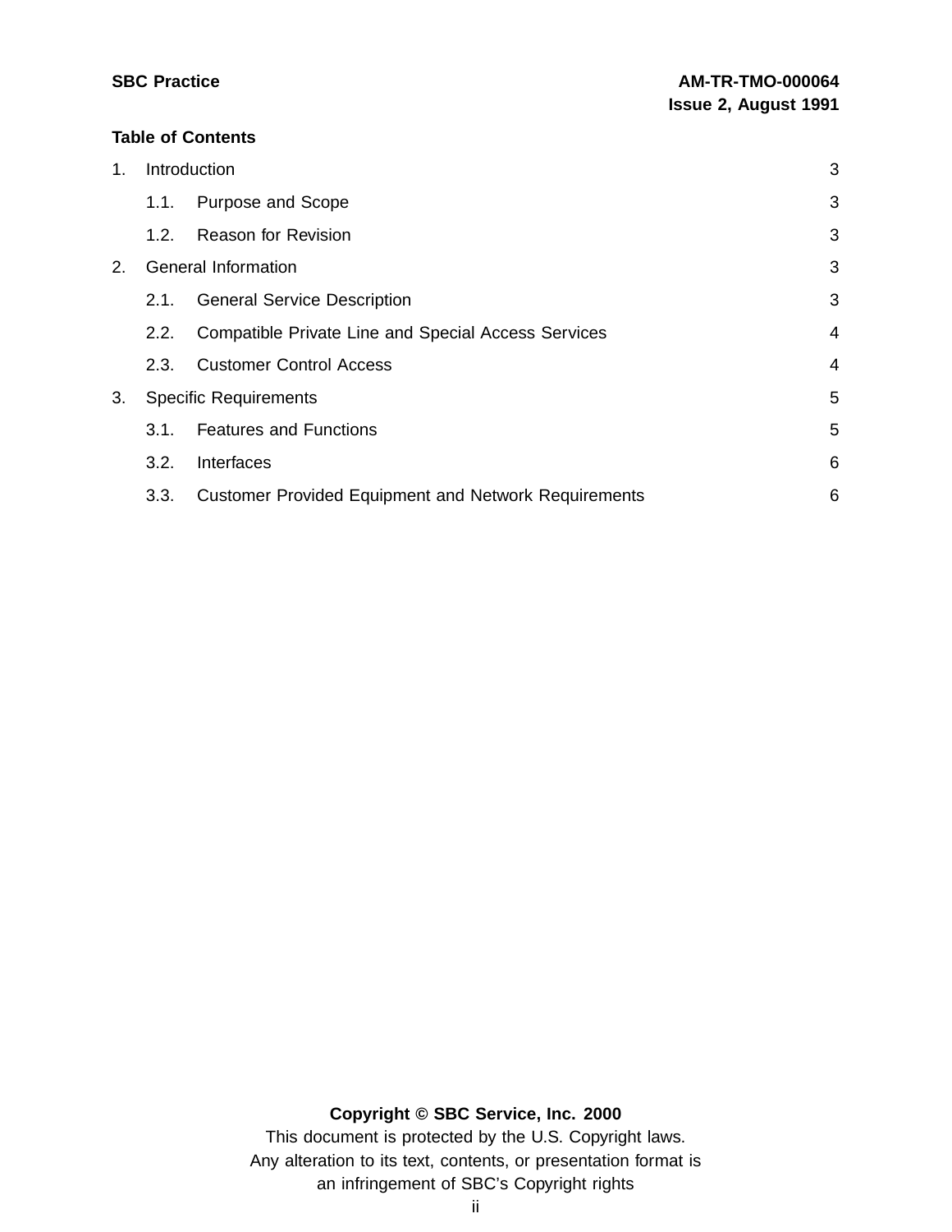**Table of Contents**

1. Introduction 3
   - 1.1. Purpose and Scope 3
   - 1.2. Reason for Revision 3
2. General Information 3
   - 2.1. General Service Description 3
   - 2.2. Compatible Private Line and Special Access Services 4
   - 2.3. Customer Control Access 4
3. Specific Requirements 5
   - 3.1. Features and Functions 5
   - 3.2. Interfaces 6
   - 3.3. Customer Provided Equipment and Network Requirements 6

**Copyright © SBC Service, Inc. 2000**

This document is protected by the U.S. Copyright laws.
Any alteration to its text, contents, or presentation format is
an infringement of SBC's Copyright rights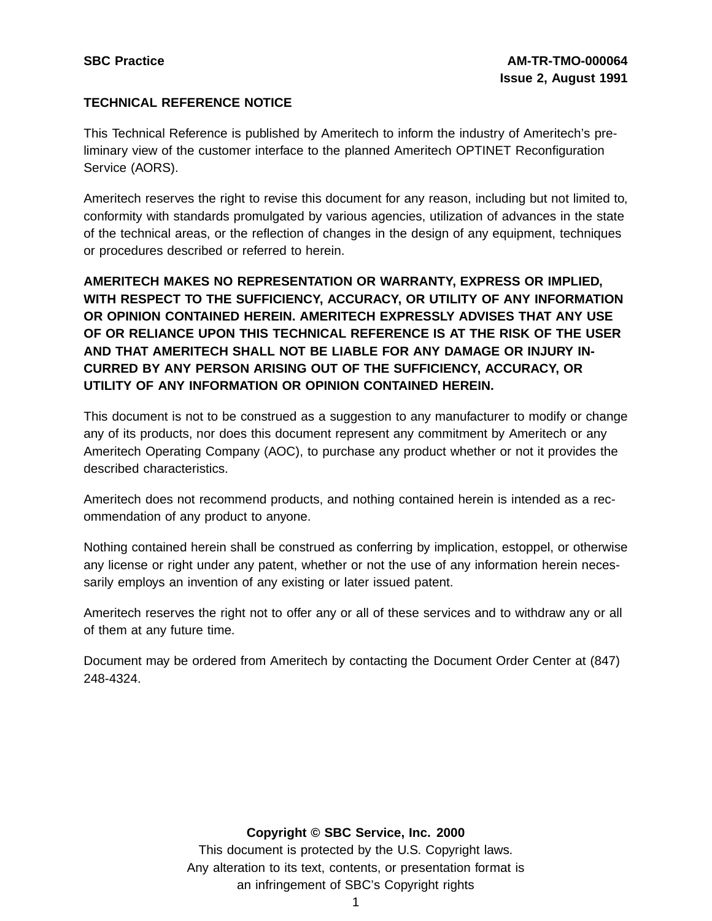**TECHNICAL REFERENCE NOTICE**

This Technical Reference is published by Ameritech to inform the industry of Ameritech's preliminary view of the customer interface to the planned Ameritech OPTINET Reconfiguration Service (AORS).

Ameritech reserves the right to revise this document for any reason, including but not limited to, conformity with standards promulgated by various agencies, utilization of advances in the state of the technical areas, or the reflection of changes in the design of any equipment, techniques or procedures described or referred to herein.

**AMERITECH MAKES NO REPRESENTATION OR WARRANTY, EXPRESS OR IMPLIED, WITH RESPECT TO THE SUFFICIENCY, ACCURACY, OR UTILITY OF ANY INFORMATION OR OPINION CONTAINED HEREIN. AMERITECH EXPRESSLY ADVISES THAT ANY USE OF OR RELIANCE UPON THIS TECHNICAL REFERENCE IS AT THE RISK OF THE USER AND THAT AMERITECH SHALL NOT BE LIABLE FOR ANY DAMAGE OR INJURY INCURRED BY ANY PERSON ARISING OUT OF THE SUFFICIENCY, ACCURACY, OR UTILITY OF ANY INFORMATION OR OPINION CONTAINED HEREIN.**

This document is not to be construed as a suggestion to any manufacturer to modify or change any of its products, nor does this document represent any commitment by Ameritech or any Ameritech Operating Company (AOC), to purchase any product whether or not it provides the described characteristics.

Ameritech does not recommend products, and nothing contained herein is intended as a recommendation of any product to anyone.

Nothing contained herein shall be construed as conferring by implication, estoppel, or otherwise any license or right under any patent, whether or not the use of any information herein necessarily employs an invention of any existing or later issued patent.

Ameritech reserves the right not to offer any or all of these services and to withdraw any or all of them at any future time.

Document may be ordered from Ameritech by contacting the Document Order Center at (847) 248-4324.

**Copyright © SBC Service, Inc. 2000**

This document is protected by the U.S. Copyright laws.
Any alteration to its text, contents, or presentation format is
an infringement of SBC's Copyright rights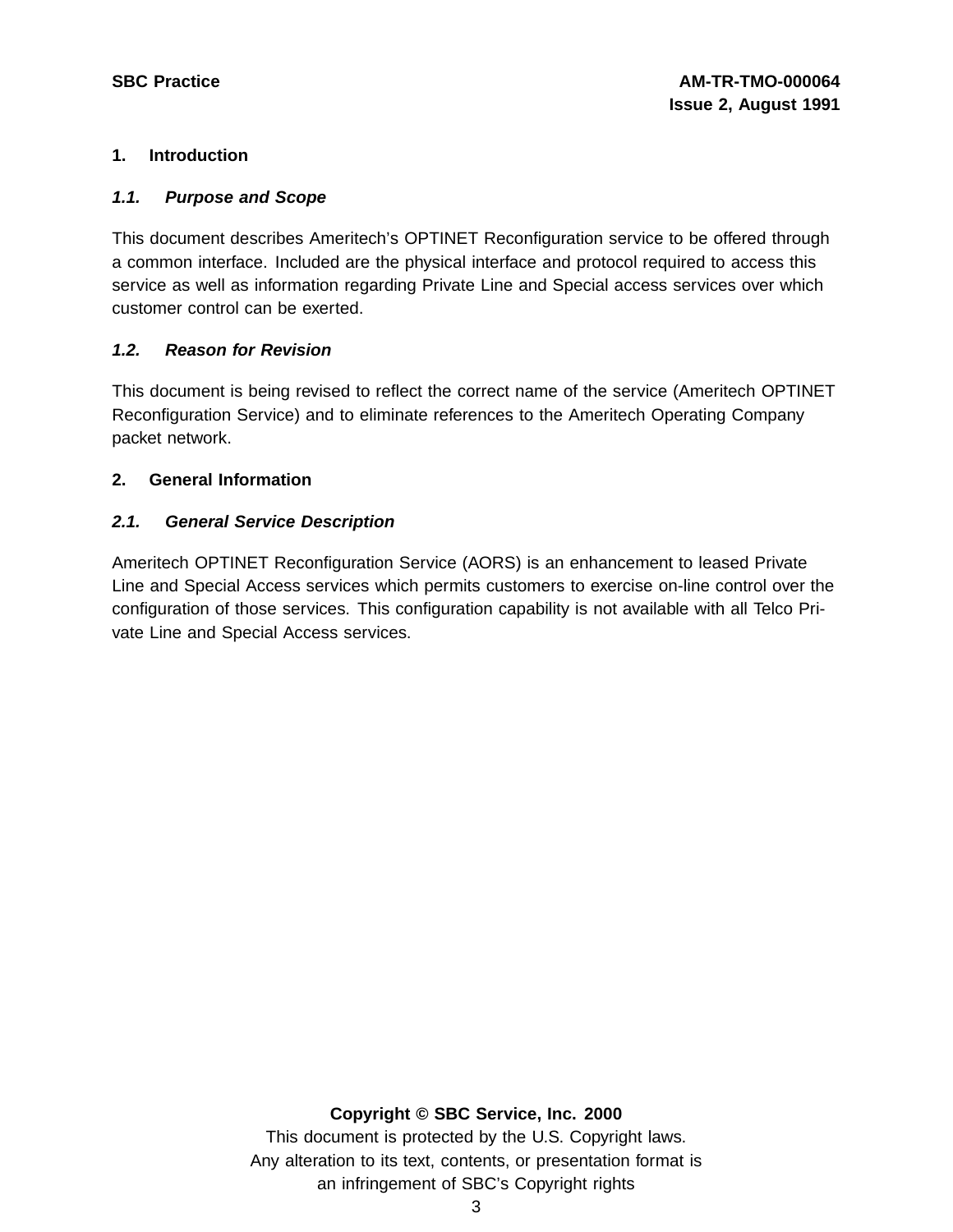## 1. Introduction

### *1.1. Purpose and Scope*

This document describes Ameritech's OPTINET Reconfiguration service to be offered through a common interface. Included are the physical interface and protocol required to access this service as well as information regarding Private Line and Special access services over which customer control can be exerted.

### *1.2. Reason for Revision*

This document is being revised to reflect the correct name of the service (Ameritech OPTINET Reconfiguration Service) and to eliminate references to the Ameritech Operating Company packet network.

## 2. General Information

### *2.1. General Service Description*

Ameritech OPTINET Reconfiguration Service (AORS) is an enhancement to leased Private Line and Special Access services which permits customers to exercise on-line control over the configuration of those services. This configuration capability is not available with all Telco Private Line and Special Access services.

**Copyright © SBC Service, Inc. 2000**
This document is protected by the U.S. Copyright laws.
Any alteration to its text, contents, or presentation format is an infringement of SBC's Copyright rights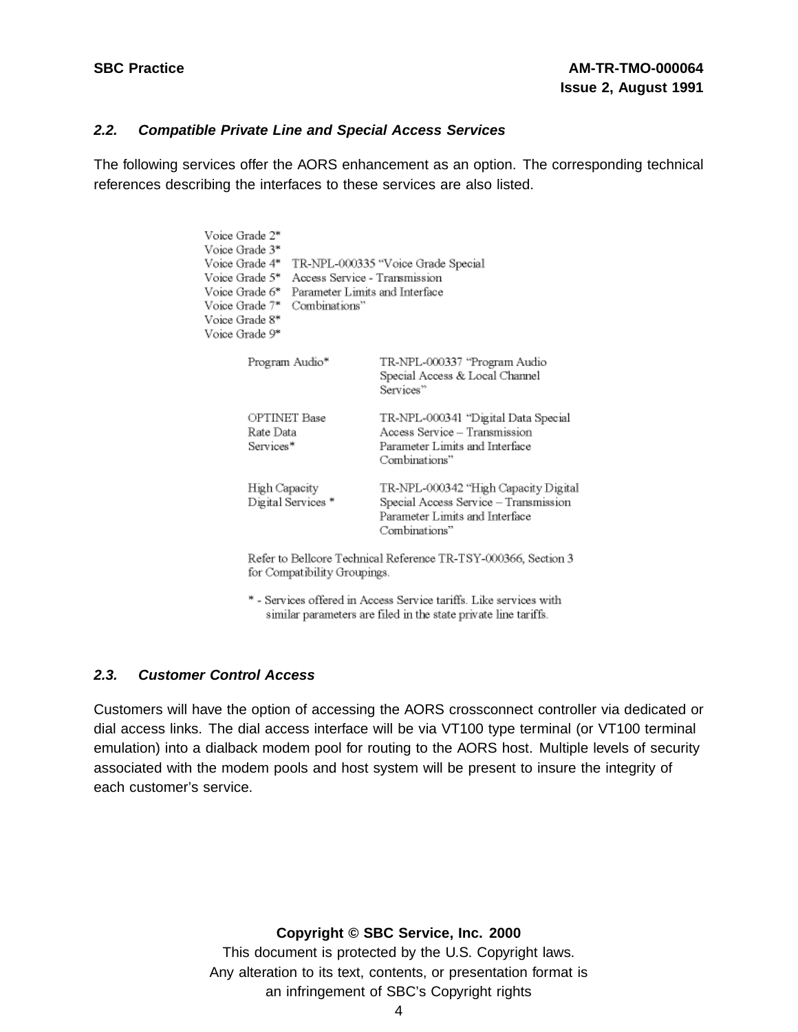### 2.2. Compatible Private Line and Special Access Services

The following services offer the AORS enhancement as an option. The corresponding technical references describing the interfaces to these services are also listed.

| Service | Technical Reference |
|---|---|
| Voice Grade 2* <br> Voice Grade 3* <br> Voice Grade 4* <br> Voice Grade 5* <br> Voice Grade 6* <br> Voice Grade 7* <br> Voice Grade 8* <br> Voice Grade 9* | TR-NPL-000335 "Voice Grade Special Access Service - Transmission Parameter Limits and Interface Combinations" |
| Program Audio* | TR-NPL-000337 "Program Audio Special Access & Local Channel Services" |
| OPTINET Base Rate Data Services* | TR-NPL-000341 "Digital Data Special Access Service – Transmission Parameter Limits and Interface Combinations" |
| High Capacity Digital Services * | TR-NPL-000342 "High Capacity Digital Special Access Service – Transmission Parameter Limits and Interface Combinations" |

Refer to Bellcore Technical Reference TR-TSY-000366, Section 3 for Compatibility Groupings.

\* - Services offered in Access Service tariffs. Like services with similar parameters are filed in the state private line tariffs.

### 2.3. Customer Control Access

Customers will have the option of accessing the AORS crossconnect controller via dedicated or dial access links. The dial access interface will be via VT100 type terminal (or VT100 terminal emulation) into a dialback modem pool for routing to the AORS host. Multiple levels of security associated with the modem pools and host system will be present to insure the integrity of each customer's service.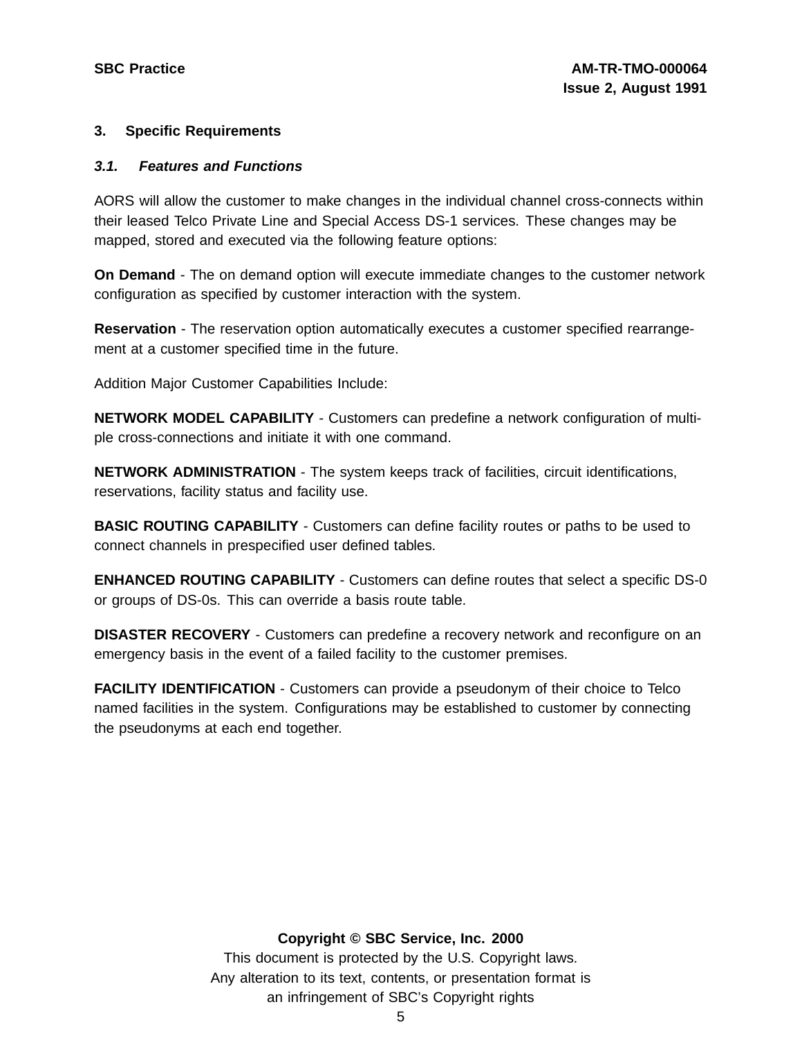## 3. Specific Requirements

### *3.1. Features and Functions*

AORS will allow the customer to make changes in the individual channel cross-connects within their leased Telco Private Line and Special Access DS-1 services. These changes may be mapped, stored and executed via the following feature options:

**On Demand** - The on demand option will execute immediate changes to the customer network configuration as specified by customer interaction with the system.

**Reservation** - The reservation option automatically executes a customer specified rearrangement at a customer specified time in the future.

Addition Major Customer Capabilities Include:

**NETWORK MODEL CAPABILITY** - Customers can predefine a network configuration of multiple cross-connections and initiate it with one command.

**NETWORK ADMINISTRATION** - The system keeps track of facilities, circuit identifications, reservations, facility status and facility use.

**BASIC ROUTING CAPABILITY** - Customers can define facility routes or paths to be used to connect channels in prespecified user defined tables.

**ENHANCED ROUTING CAPABILITY** - Customers can define routes that select a specific DS-0 or groups of DS-0s. This can override a basis route table.

**DISASTER RECOVERY** - Customers can predefine a recovery network and reconfigure on an emergency basis in the event of a failed facility to the customer premises.

**FACILITY IDENTIFICATION** - Customers can provide a pseudonym of their choice to Telco named facilities in the system. Configurations may be established to customer by connecting the pseudonyms at each end together.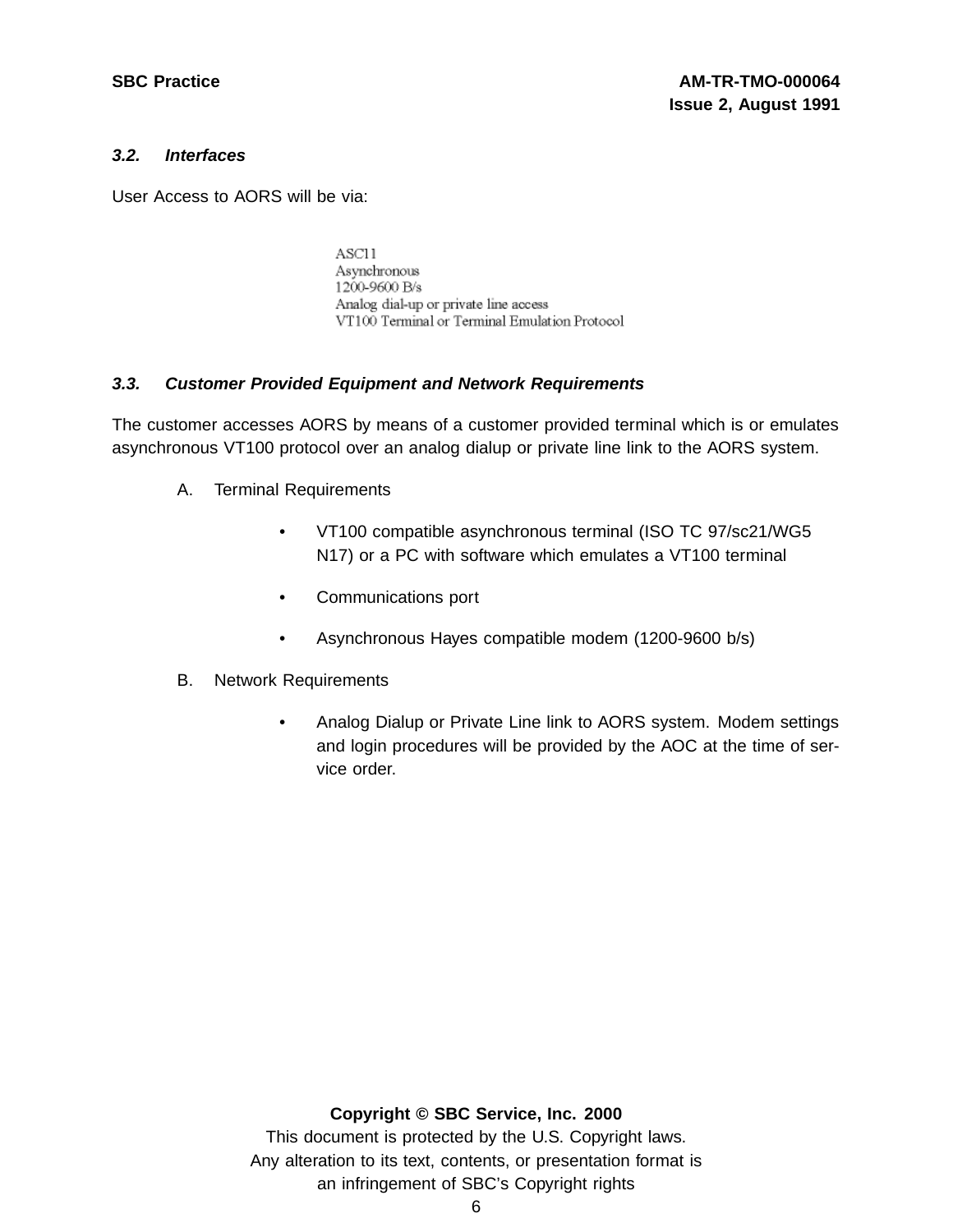### 3.2. Interfaces

User Access to AORS will be via:

ASC11
Asynchronous
1200-9600 B/s
Analog dial-up or private line access
VT100 Terminal or Terminal Emulation Protocol

### 3.3. Customer Provided Equipment and Network Requirements

The customer accesses AORS by means of a customer provided terminal which is or emulates asynchronous VT100 protocol over an analog dialup or private line link to the AORS system.

A. Terminal Requirements

- VT100 compatible asynchronous terminal (ISO TC 97/sc21/WG5 N17) or a PC with software which emulates a VT100 terminal
- Communications port
- Asynchronous Hayes compatible modem (1200-9600 b/s)

B. Network Requirements

- Analog Dialup or Private Line link to AORS system. Modem settings and login procedures will be provided by the AOC at the time of service order.

**Copyright © SBC Service, Inc. 2000**
This document is protected by the U.S. Copyright laws.
Any alteration to its text, contents, or presentation format is an infringement of SBC's Copyright rights